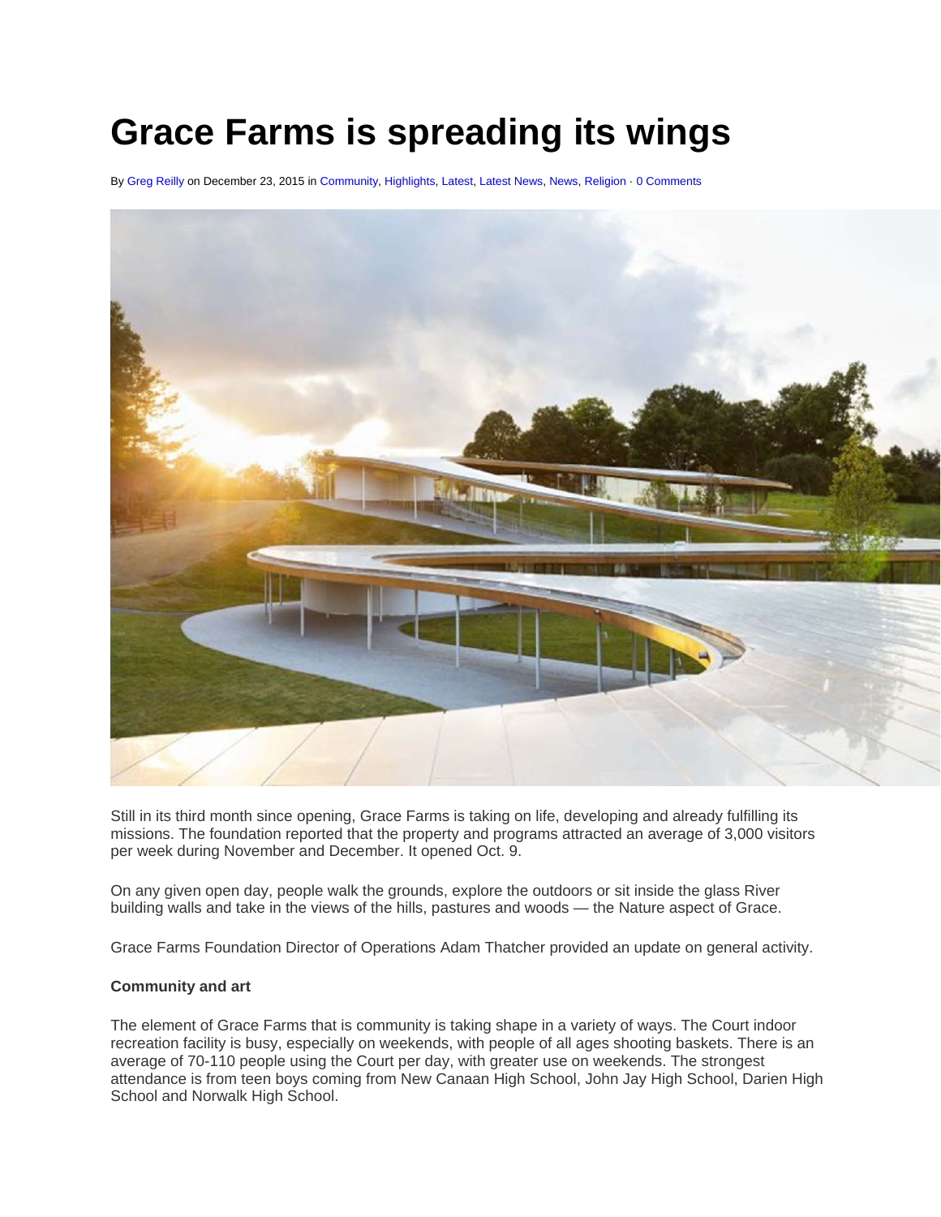# Grace Farms is spreading its wings

By Greg Reilly on December 23, 2015 in Community, Highlights, Latest, Latest News, News, Religion · 0 Comments

Still in its third month since opening, Grace Farms is taking on life, developing and already fulfilling its missions. The foundation reported that the property and programs attracted an average of 3,000 visitors per week during November and December. It opened Oct. 9.

On any given open day, people walk the grounds, explore the outdoors or sit inside the glass River building walls and take in the views of the hills, pastures and woods — the Nature aspect of Grace.

Grace Farms Foundation Director of Operations Adam Thatcher provided an update on general activity.

**Community and art**

The element of Grace Farms that is community is taking shape in a variety of ways. The Court indoor recreation facility is busy, especially on weekends, with people of all ages shooting baskets. There is an average of 70-110 people using the Court per day, with greater use on weekends. The strongest attendance is from teen boys coming from New Canaan High School, John Jay High School, Darien High School and Norwalk High School.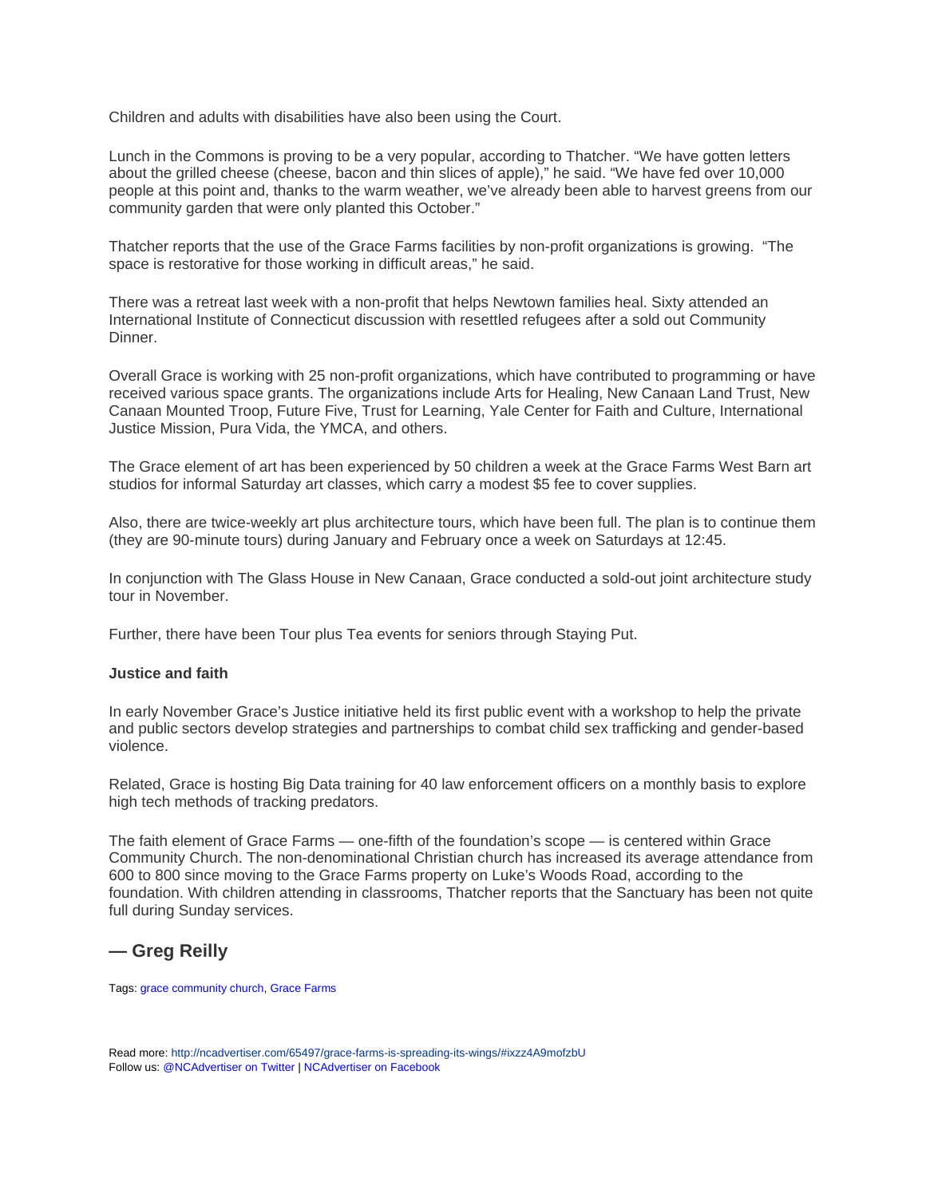Children and adults with disabilities have also been using the Court.

Lunch in the Commons is proving to be a very popular, according to Thatcher. “We have gotten letters about the grilled cheese (cheese, bacon and thin slices of apple),” he said. “We have fed over 10,000 people at this point and, thanks to the warm weather, we’ve already been able to harvest greens from our community garden that were only planted this October.”

Thatcher reports that the use of the Grace Farms facilities by non-profit organizations is growing. “The space is restorative for those working in difficult areas,” he said.

There was a retreat last week with a non-profit that helps Newtown families heal. Sixty attended an International Institute of Connecticut discussion with resettled refugees after a sold out Community Dinner.

Overall Grace is working with 25 non-profit organizations, which have contributed to programming or have received various space grants. The organizations include Arts for Healing, New Canaan Land Trust, New Canaan Mounted Troop, Future Five, Trust for Learning, Yale Center for Faith and Culture, International Justice Mission, Pura Vida, the YMCA, and others.

The Grace element of art has been experienced by 50 children a week at the Grace Farms West Barn art studios for informal Saturday art classes, which carry a modest $5 fee to cover supplies.

Also, there are twice-weekly art plus architecture tours, which have been full. The plan is to continue them (they are 90-minute tours) during January and February once a week on Saturdays at 12:45.

In conjunction with The Glass House in New Canaan, Grace conducted a sold-out joint architecture study tour in November.

Further, there have been Tour plus Tea events for seniors through Staying Put.

**Justice and faith**

In early November Grace’s Justice initiative held its first public event with a workshop to help the private and public sectors develop strategies and partnerships to combat child sex trafficking and gender-based violence.

Related, Grace is hosting Big Data training for 40 law enforcement officers on a monthly basis to explore high tech methods of tracking predators.

The faith element of Grace Farms — one-fifth of the foundation’s scope — is centered within Grace Community Church. The non-denominational Christian church has increased its average attendance from 600 to 800 since moving to the Grace Farms property on Luke’s Woods Road, according to the foundation. With children attending in classrooms, Thatcher reports that the Sanctuary has been not quite full during Sunday services.

## — Greg Reilly

Tags: grace community church, Grace Farms

Read more: http://ncadvertiser.com/65497/grace-farms-is-spreading-its-wings/#ixzz4A9mofzbU
Follow us: @NCAdvertiser on Twitter | NCAdvertiser on Facebook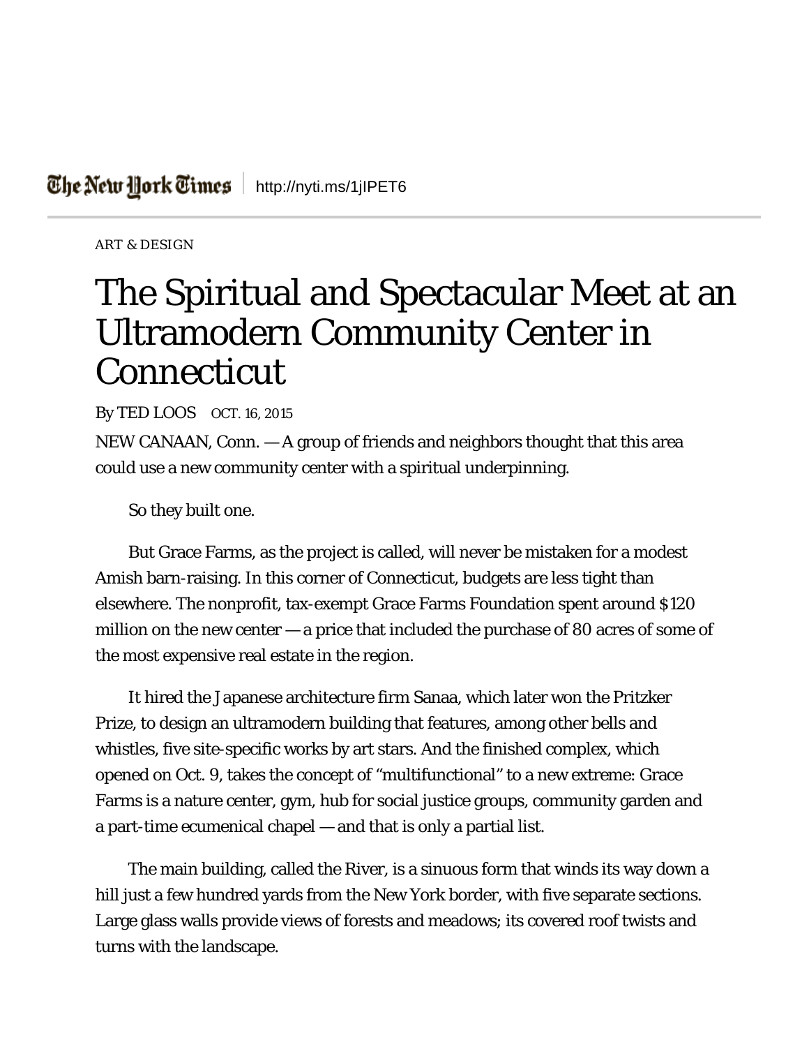The New York Times | http://nyti.ms/1jIPET6

ART & DESIGN

# The Spiritual and Spectacular Meet at an Ultramodern Community Center in Connecticut

By TED LOOS OCT. 16, 2015

NEW CANAAN, Conn. — A group of friends and neighbors thought that this area could use a new community center with a spiritual underpinning.

So they built one.

But Grace Farms, as the project is called, will never be mistaken for a modest Amish barn-raising. In this corner of Connecticut, budgets are less tight than elsewhere. The nonprofit, tax-exempt Grace Farms Foundation spent around $120 million on the new center — a price that included the purchase of 80 acres of some of the most expensive real estate in the region.

It hired the Japanese architecture firm Sanaa, which later won the Pritzker Prize, to design an ultramodern building that features, among other bells and whistles, five site-specific works by art stars. And the finished complex, which opened on Oct. 9, takes the concept of "multifunctional" to a new extreme: Grace Farms is a nature center, gym, hub for social justice groups, community garden and a part-time ecumenical chapel — and that is only a partial list.

The main building, called the River, is a sinuous form that winds its way down a hill just a few hundred yards from the New York border, with five separate sections. Large glass walls provide views of forests and meadows; its covered roof twists and turns with the landscape.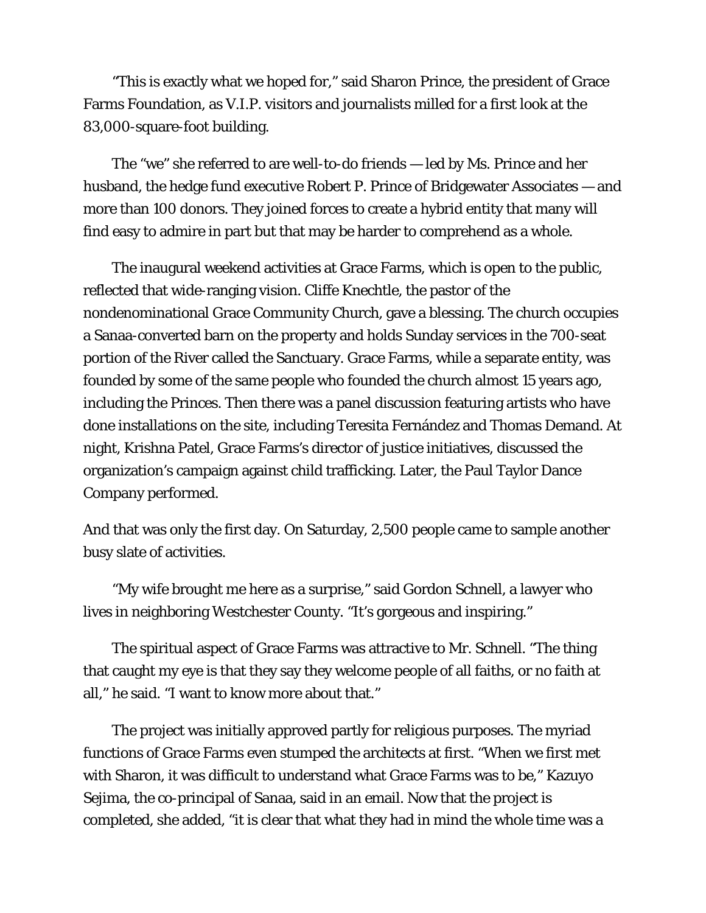“This is exactly what we hoped for,” said Sharon Prince, the president of Grace Farms Foundation, as V.I.P. visitors and journalists milled for a first look at the 83,000-square-foot building.

The “we” she referred to are well-to-do friends — led by Ms. Prince and her husband, the hedge fund executive Robert P. Prince of Bridgewater Associates — and more than 100 donors. They joined forces to create a hybrid entity that many will find easy to admire in part but that may be harder to comprehend as a whole.

The inaugural weekend activities at Grace Farms, which is open to the public, reflected that wide-ranging vision. Cliffe Knechtle, the pastor of the nondenominational Grace Community Church, gave a blessing. The church occupies a Sanaa-converted barn on the property and holds Sunday services in the 700-seat portion of the River called the Sanctuary. Grace Farms, while a separate entity, was founded by some of the same people who founded the church almost 15 years ago, including the Princes. Then there was a panel discussion featuring artists who have done installations on the site, including Teresita Fernández and Thomas Demand. At night, Krishna Patel, Grace Farms’s director of justice initiatives, discussed the organization’s campaign against child trafficking. Later, the Paul Taylor Dance Company performed.

And that was only the first day. On Saturday, 2,500 people came to sample another busy slate of activities.

“My wife brought me here as a surprise,” said Gordon Schnell, a lawyer who lives in neighboring Westchester County. “It’s gorgeous and inspiring.”

The spiritual aspect of Grace Farms was attractive to Mr. Schnell. “The thing that caught my eye is that they say they welcome people of all faiths, or no faith at all,” he said. “I want to know more about that.”

The project was initially approved partly for religious purposes. The myriad functions of Grace Farms even stumped the architects at first. “When we first met with Sharon, it was difficult to understand what Grace Farms was to be,” Kazuyo Sejima, the co-principal of Sanaa, said in an email. Now that the project is completed, she added, “it is clear that what they had in mind the whole time was a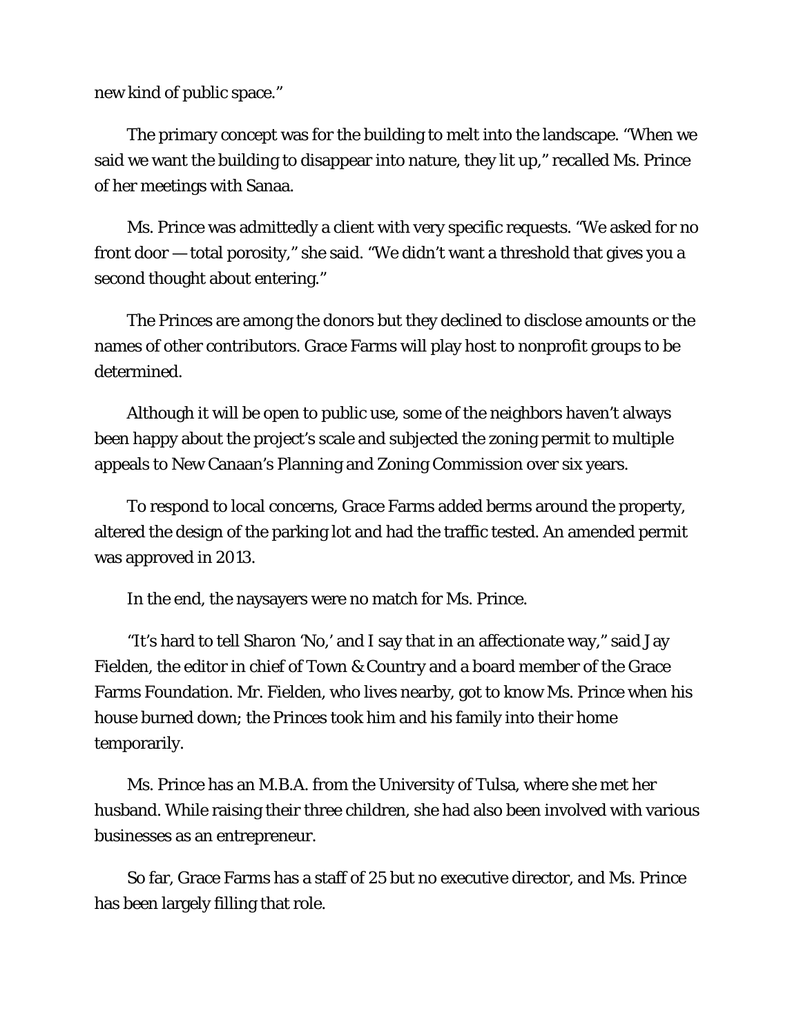new kind of public space."

The primary concept was for the building to melt into the landscape. "When we said we want the building to disappear into nature, they lit up," recalled Ms. Prince of her meetings with Sanaa.

Ms. Prince was admittedly a client with very specific requests. "We asked for no front door — total porosity," she said. "We didn't want a threshold that gives you a second thought about entering."

The Princes are among the donors but they declined to disclose amounts or the names of other contributors. Grace Farms will play host to nonprofit groups to be determined.

Although it will be open to public use, some of the neighbors haven't always been happy about the project's scale and subjected the zoning permit to multiple appeals to New Canaan's Planning and Zoning Commission over six years.

To respond to local concerns, Grace Farms added berms around the property, altered the design of the parking lot and had the traffic tested. An amended permit was approved in 2013.

In the end, the naysayers were no match for Ms. Prince.

"It's hard to tell Sharon 'No,' and I say that in an affectionate way," said Jay Fielden, the editor in chief of Town & Country and a board member of the Grace Farms Foundation. Mr. Fielden, who lives nearby, got to know Ms. Prince when his house burned down; the Princes took him and his family into their home temporarily.

Ms. Prince has an M.B.A. from the University of Tulsa, where she met her husband. While raising their three children, she had also been involved with various businesses as an entrepreneur.

So far, Grace Farms has a staff of 25 but no executive director, and Ms. Prince has been largely filling that role.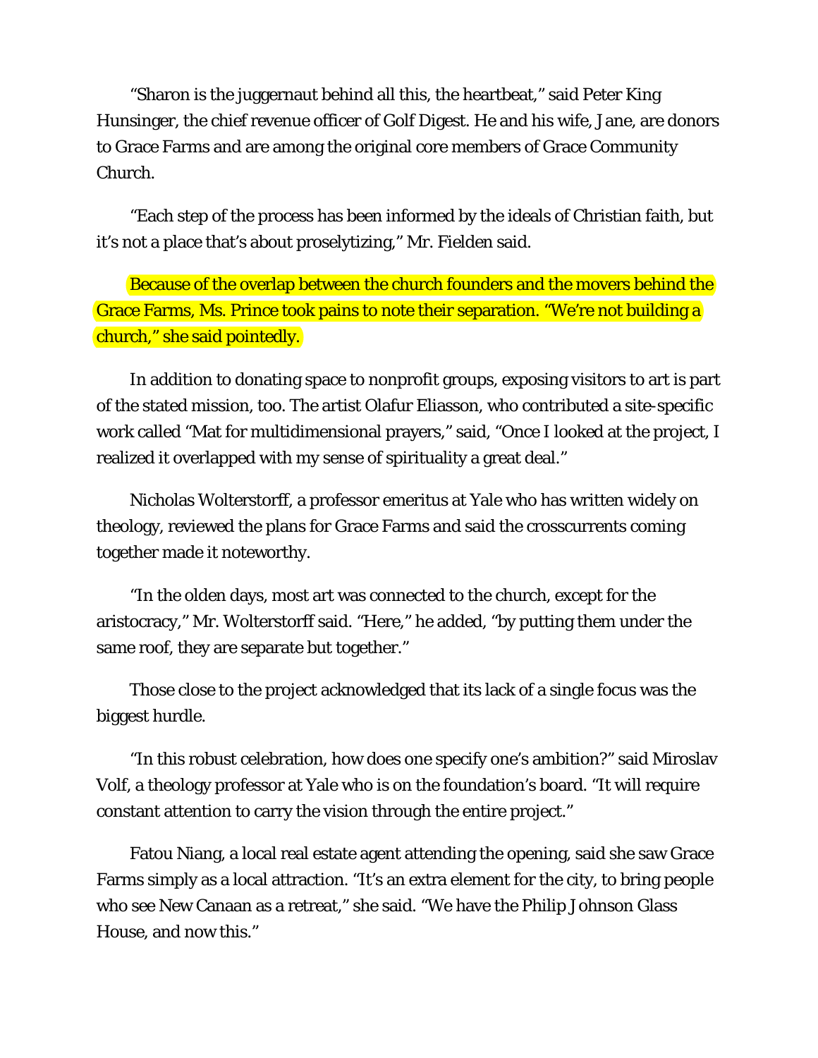"Sharon is the juggernaut behind all this, the heartbeat," said Peter King Hunsinger, the chief revenue officer of Golf Digest. He and his wife, Jane, are donors to Grace Farms and are among the original core members of Grace Community Church.

"Each step of the process has been informed by the ideals of Christian faith, but it's not a place that's about proselytizing," Mr. Fielden said.

Because of the overlap between the church founders and the movers behind the Grace Farms, Ms. Prince took pains to note their separation. "We're not building a church," she said pointedly.

In addition to donating space to nonprofit groups, exposing visitors to art is part of the stated mission, too. The artist Olafur Eliasson, who contributed a site-specific work called "Mat for multidimensional prayers," said, "Once I looked at the project, I realized it overlapped with my sense of spirituality a great deal."

Nicholas Wolterstorff, a professor emeritus at Yale who has written widely on theology, reviewed the plans for Grace Farms and said the crosscurrents coming together made it noteworthy.

"In the olden days, most art was connected to the church, except for the aristocracy," Mr. Wolterstorff said. "Here," he added, "by putting them under the same roof, they are separate but together."

Those close to the project acknowledged that its lack of a single focus was the biggest hurdle.

"In this robust celebration, how does one specify one's ambition?" said Miroslav Volf, a theology professor at Yale who is on the foundation's board. "It will require constant attention to carry the vision through the entire project."

Fatou Niang, a local real estate agent attending the opening, said she saw Grace Farms simply as a local attraction. "It's an extra element for the city, to bring people who see New Canaan as a retreat," she said. "We have the Philip Johnson Glass House, and now this."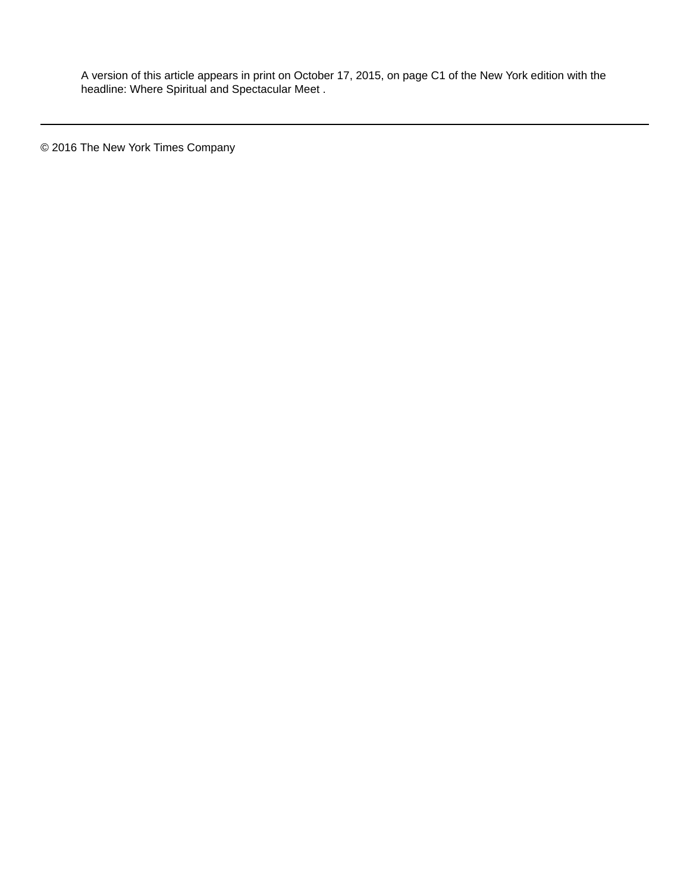A version of this article appears in print on October 17, 2015, on page C1 of the New York edition with the headline: Where Spiritual and Spectacular Meet .

---

© 2016 The New York Times Company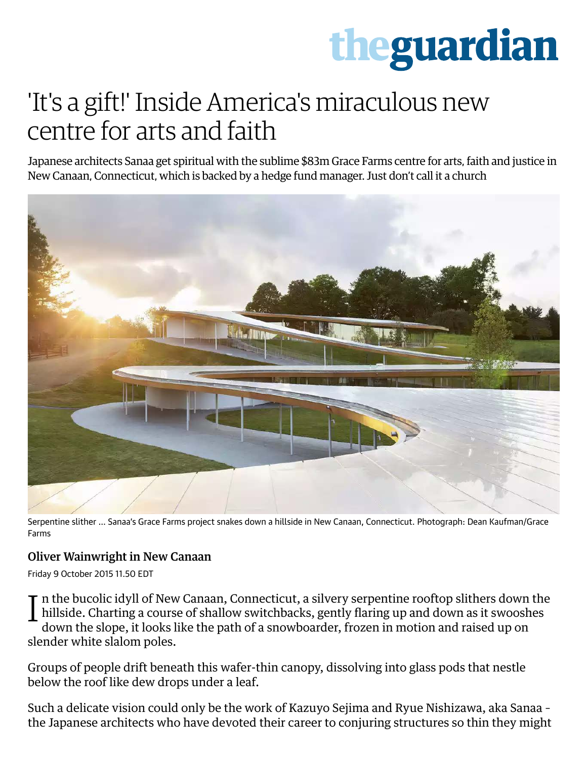# 'It's a gift!' Inside America's miraculous new centre for arts and faith

Japanese architects Sanaa get spiritual with the sublime $83m Grace Farms centre for arts, faith and justice in New Canaan, Connecticut, which is backed by a hedge fund manager. Just don't call it a church

Serpentine slither ... Sanaa's Grace Farms project snakes down a hillside in New Canaan, Connecticut. Photograph: Dean Kaufman/Grace Farms

**Oliver Wainwright in New Canaan**

Friday 9 October 2015 11.50 EDT

In the bucolic idyll of New Canaan, Connecticut, a silvery serpentine rooftop slithers down the hillside. Charting a course of shallow switchbacks, gently flaring up and down as it swooshes down the slope, it looks like the path of a snowboarder, frozen in motion and raised up on slender white slalom poles.

Groups of people drift beneath this wafer-thin canopy, dissolving into glass pods that nestle below the roof like dew drops under a leaf.

Such a delicate vision could only be the work of Kazuyo Sejima and Ryue Nishizawa, aka Sanaa - the Japanese architects who have devoted their career to conjuring structures so thin they might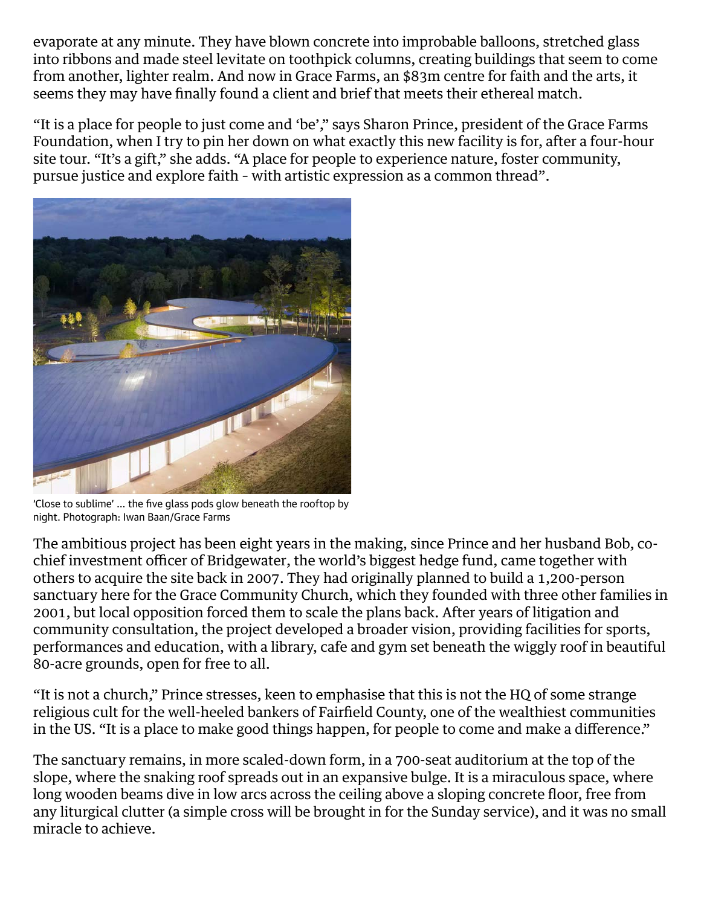evaporate at any minute. They have blown concrete into improbable balloons, stretched glass into ribbons and made steel levitate on toothpick columns, creating buildings that seem to come from another, lighter realm. And now in Grace Farms, an $83m centre for faith and the arts, it seems they may have finally found a client and brief that meets their ethereal match.

"It is a place for people to just come and 'be'," says Sharon Prince, president of the Grace Farms Foundation, when I try to pin her down on what exactly this new facility is for, after a four-hour site tour. "It's a gift," she adds. "A place for people to experience nature, foster community, pursue justice and explore faith - with artistic expression as a common thread".

'Close to sublime' … the five glass pods glow beneath the rooftop by night. Photograph: Iwan Baan/Grace Farms

The ambitious project has been eight years in the making, since Prince and her husband Bob, co-chief investment officer of Bridgewater, the world's biggest hedge fund, came together with others to acquire the site back in 2007. They had originally planned to build a 1,200-person sanctuary here for the Grace Community Church, which they founded with three other families in 2001, but local opposition forced them to scale the plans back. After years of litigation and community consultation, the project developed a broader vision, providing facilities for sports, performances and education, with a library, cafe and gym set beneath the wiggly roof in beautiful 80-acre grounds, open for free to all.

"It is not a church," Prince stresses, keen to emphasise that this is not the HQ of some strange religious cult for the well-heeled bankers of Fairfield County, one of the wealthiest communities in the US. "It is a place to make good things happen, for people to come and make a difference."

The sanctuary remains, in more scaled-down form, in a 700-seat auditorium at the top of the slope, where the snaking roof spreads out in an expansive bulge. It is a miraculous space, where long wooden beams dive in low arcs across the ceiling above a sloping concrete floor, free from any liturgical clutter (a simple cross will be brought in for the Sunday service), and it was no small miracle to achieve.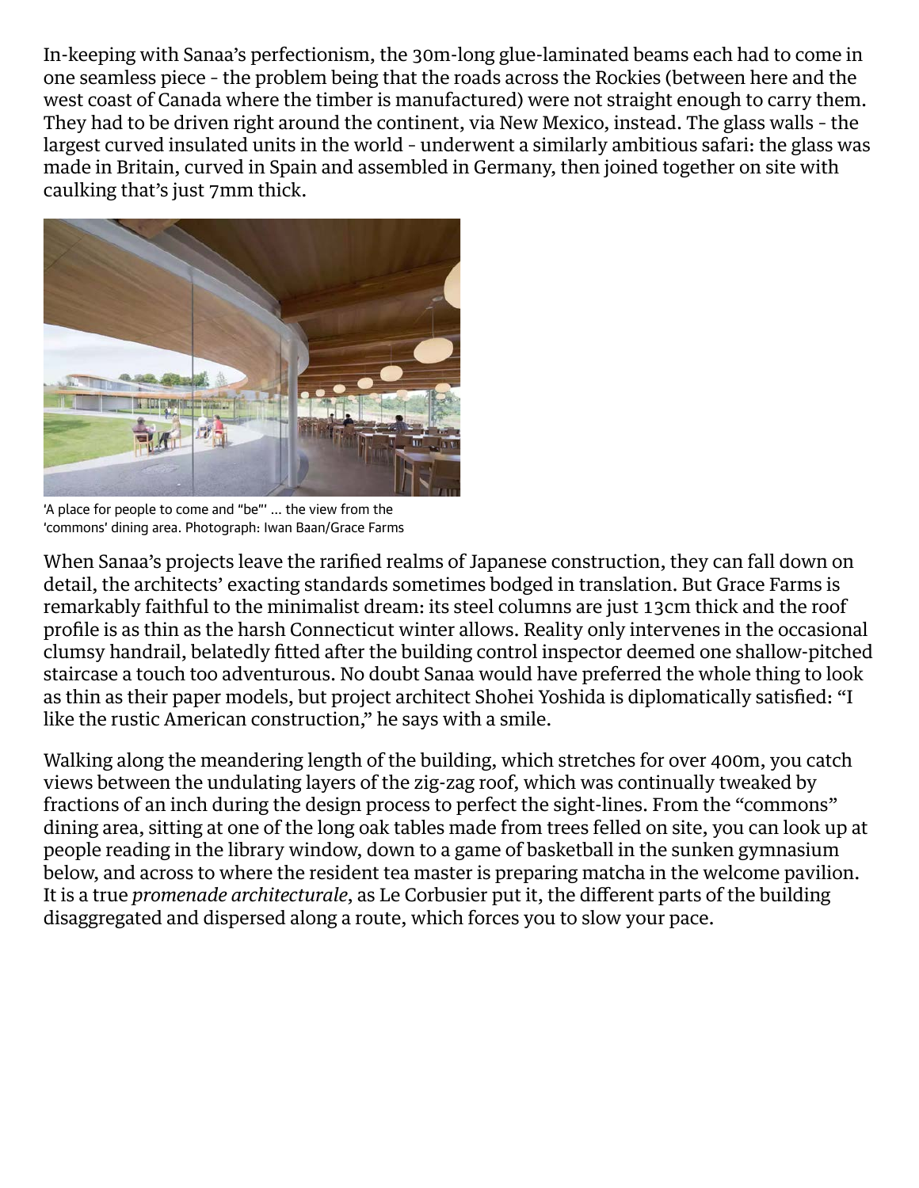In-keeping with Sanaa's perfectionism, the 30m-long glue-laminated beams each had to come in one seamless piece - the problem being that the roads across the Rockies (between here and the west coast of Canada where the timber is manufactured) were not straight enough to carry them. They had to be driven right around the continent, via New Mexico, instead. The glass walls - the largest curved insulated units in the world - underwent a similarly ambitious safari: the glass was made in Britain, curved in Spain and assembled in Germany, then joined together on site with caulking that's just 7mm thick.

'A place for people to come and "be"' ... the view from the 'commons' dining area. Photograph: Iwan Baan/Grace Farms

When Sanaa's projects leave the rarified realms of Japanese construction, they can fall down on detail, the architects' exacting standards sometimes bodged in translation. But Grace Farms is remarkably faithful to the minimalist dream: its steel columns are just 13cm thick and the roof profile is as thin as the harsh Connecticut winter allows. Reality only intervenes in the occasional clumsy handrail, belatedly fitted after the building control inspector deemed one shallow-pitched staircase a touch too adventurous. No doubt Sanaa would have preferred the whole thing to look as thin as their paper models, but project architect Shohei Yoshida is diplomatically satisfied: "I like the rustic American construction," he says with a smile.

Walking along the meandering length of the building, which stretches for over 400m, you catch views between the undulating layers of the zig-zag roof, which was continually tweaked by fractions of an inch during the design process to perfect the sight-lines. From the "commons" dining area, sitting at one of the long oak tables made from trees felled on site, you can look up at people reading in the library window, down to a game of basketball in the sunken gymnasium below, and across to where the resident tea master is preparing matcha in the welcome pavilion. It is a true *promenade architecturale*, as Le Corbusier put it, the different parts of the building disaggregated and dispersed along a route, which forces you to slow your pace.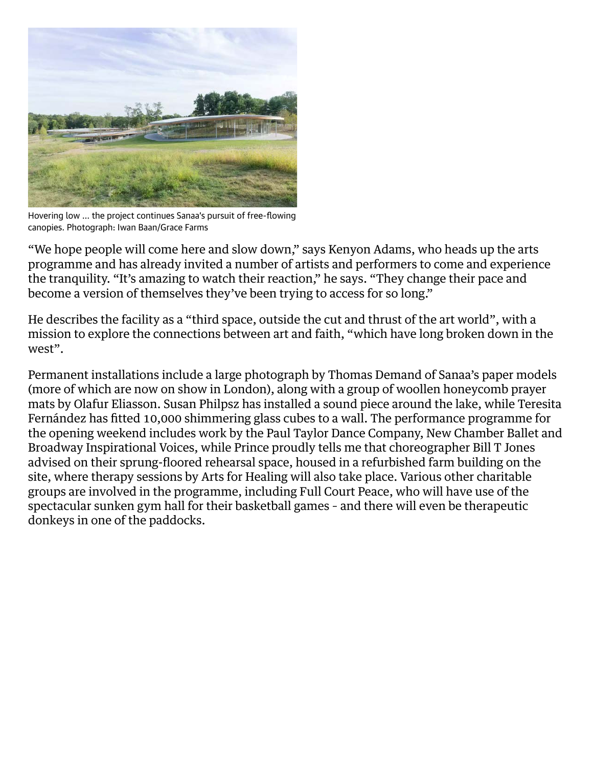Hovering low … the project continues Sanaa's pursuit of free-flowing canopies. Photograph: Iwan Baan/Grace Farms

"We hope people will come here and slow down," says Kenyon Adams, who heads up the arts programme and has already invited a number of artists and performers to come and experience the tranquility. "It's amazing to watch their reaction," he says. "They change their pace and become a version of themselves they've been trying to access for so long."

He describes the facility as a "third space, outside the cut and thrust of the art world", with a mission to explore the connections between art and faith, "which have long broken down in the west".

Permanent installations include a large photograph by Thomas Demand of Sanaa's paper models (more of which are now on show in London), along with a group of woollen honeycomb prayer mats by Olafur Eliasson. Susan Philpsz has installed a sound piece around the lake, while Teresita Fernández has fitted 10,000 shimmering glass cubes to a wall. The performance programme for the opening weekend includes work by the Paul Taylor Dance Company, New Chamber Ballet and Broadway Inspirational Voices, while Prince proudly tells me that choreographer Bill T Jones advised on their sprung-floored rehearsal space, housed in a refurbished farm building on the site, where therapy sessions by Arts for Healing will also take place. Various other charitable groups are involved in the programme, including Full Court Peace, who will have use of the spectacular sunken gym hall for their basketball games - and there will even be therapeutic donkeys in one of the paddocks.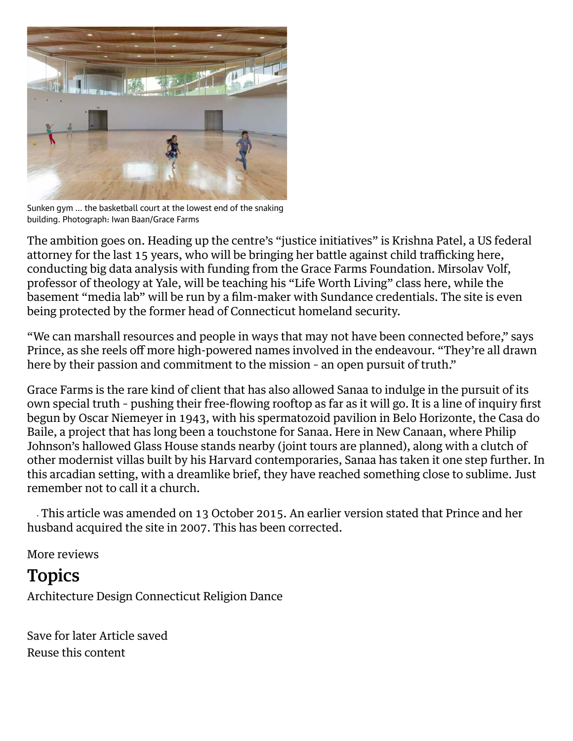Sunken gym … the basketball court at the lowest end of the snaking building. Photograph: Iwan Baan/Grace Farms

The ambition goes on. Heading up the centre's "justice initiatives" is Krishna Patel, a US federal attorney for the last 15 years, who will be bringing her battle against child trafficking here, conducting big data analysis with funding from the Grace Farms Foundation. Mirsolav Volf, professor of theology at Yale, will be teaching his "Life Worth Living" class here, while the basement "media lab" will be run by a film-maker with Sundance credentials. The site is even being protected by the former head of Connecticut homeland security.

"We can marshall resources and people in ways that may not have been connected before," says Prince, as she reels off more high-powered names involved in the endeavour. "They're all drawn here by their passion and commitment to the mission - an open pursuit of truth."

Grace Farms is the rare kind of client that has also allowed Sanaa to indulge in the pursuit of its own special truth - pushing their free-flowing rooftop as far as it will go. It is a line of inquiry first begun by Oscar Niemeyer in 1943, with his spermatozoid pavilion in Belo Horizonte, the Casa do Baile, a project that has long been a touchstone for Sanaa. Here in New Canaan, where Philip Johnson's hallowed Glass House stands nearby (joint tours are planned), along with a clutch of other modernist villas built by his Harvard contemporaries, Sanaa has taken it one step further. In this arcadian setting, with a dreamlike brief, they have reached something close to sublime. Just remember not to call it a church.

- This article was amended on 13 October 2015. An earlier version stated that Prince and her husband acquired the site in 2007. This has been corrected.

More reviews

## Topics

Architecture Design Connecticut Religion Dance

Save for later Article saved
Reuse this content